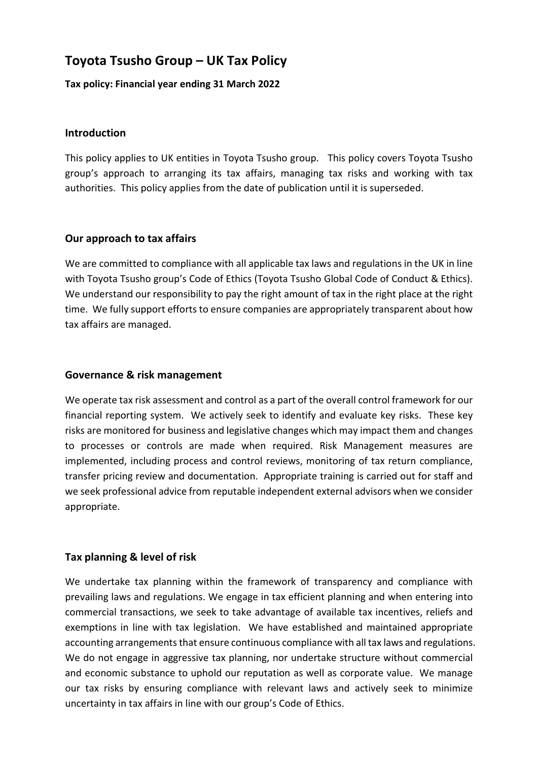# Toyota Tsusho Group – UK Tax Policy

**Tax policy: Financial year ending 31 March 2022**

## Introduction

This policy applies to UK entities in Toyota Tsusho group. This policy covers Toyota Tsusho group's approach to arranging its tax affairs, managing tax risks and working with tax authorities. This policy applies from the date of publication until it is superseded.

## Our approach to tax affairs

We are committed to compliance with all applicable tax laws and regulations in the UK in line with Toyota Tsusho group's Code of Ethics (Toyota Tsusho Global Code of Conduct & Ethics). We understand our responsibility to pay the right amount of tax in the right place at the right time. We fully support efforts to ensure companies are appropriately transparent about how tax affairs are managed.

## Governance & risk management

We operate tax risk assessment and control as a part of the overall control framework for our financial reporting system. We actively seek to identify and evaluate key risks. These key risks are monitored for business and legislative changes which may impact them and changes to processes or controls are made when required. Risk Management measures are implemented, including process and control reviews, monitoring of tax return compliance, transfer pricing review and documentation. Appropriate training is carried out for staff and we seek professional advice from reputable independent external advisors when we consider appropriate.

## Tax planning & level of risk

We undertake tax planning within the framework of transparency and compliance with prevailing laws and regulations. We engage in tax efficient planning and when entering into commercial transactions, we seek to take advantage of available tax incentives, reliefs and exemptions in line with tax legislation. We have established and maintained appropriate accounting arrangements that ensure continuous compliance with all tax laws and regulations. We do not engage in aggressive tax planning, nor undertake structure without commercial and economic substance to uphold our reputation as well as corporate value. We manage our tax risks by ensuring compliance with relevant laws and actively seek to minimize uncertainty in tax affairs in line with our group's Code of Ethics.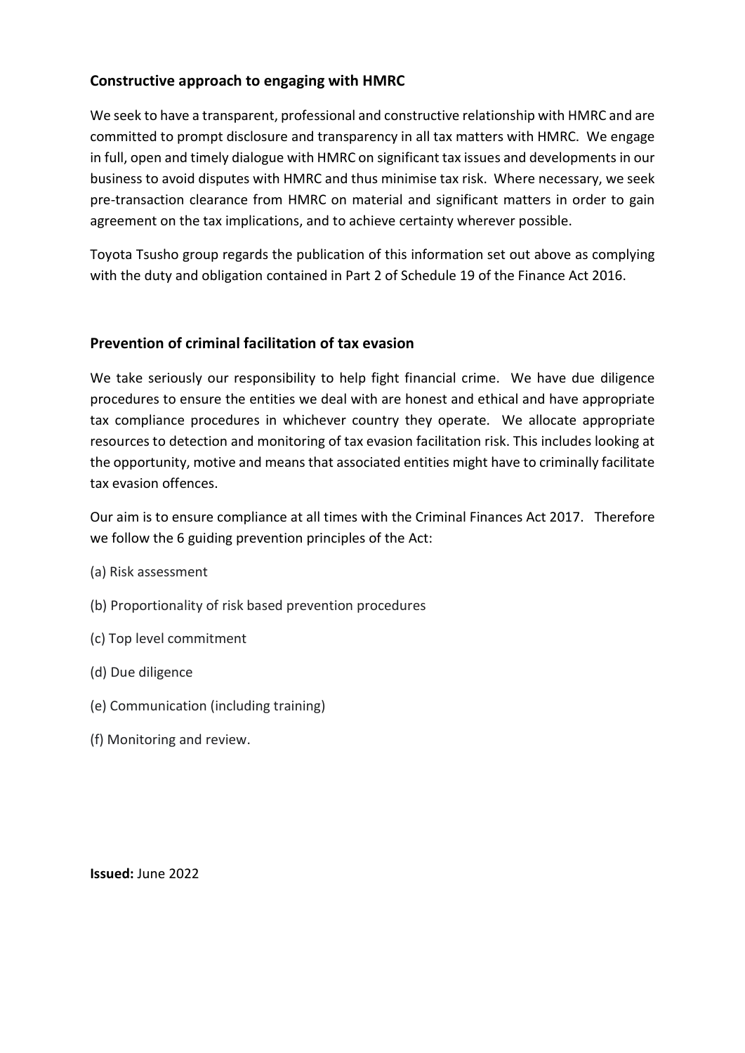## Constructive approach to engaging with HMRC

We seek to have a transparent, professional and constructive relationship with HMRC and are committed to prompt disclosure and transparency in all tax matters with HMRC. We engage in full, open and timely dialogue with HMRC on significant tax issues and developments in our business to avoid disputes with HMRC and thus minimise tax risk. Where necessary, we seek pre-transaction clearance from HMRC on material and significant matters in order to gain agreement on the tax implications, and to achieve certainty wherever possible.

Toyota Tsusho group regards the publication of this information set out above as complying with the duty and obligation contained in Part 2 of Schedule 19 of the Finance Act 2016.

## Prevention of criminal facilitation of tax evasion

We take seriously our responsibility to help fight financial crime. We have due diligence procedures to ensure the entities we deal with are honest and ethical and have appropriate tax compliance procedures in whichever country they operate. We allocate appropriate resources to detection and monitoring of tax evasion facilitation risk. This includes looking at the opportunity, motive and means that associated entities might have to criminally facilitate tax evasion offences.

Our aim is to ensure compliance at all times with the Criminal Finances Act 2017. Therefore we follow the 6 guiding prevention principles of the Act:

(a) Risk assessment

(b) Proportionality of risk based prevention procedures

(c) Top level commitment

(d) Due diligence

(e) Communication (including training)

(f) Monitoring and review.

**Issued:** June 2022